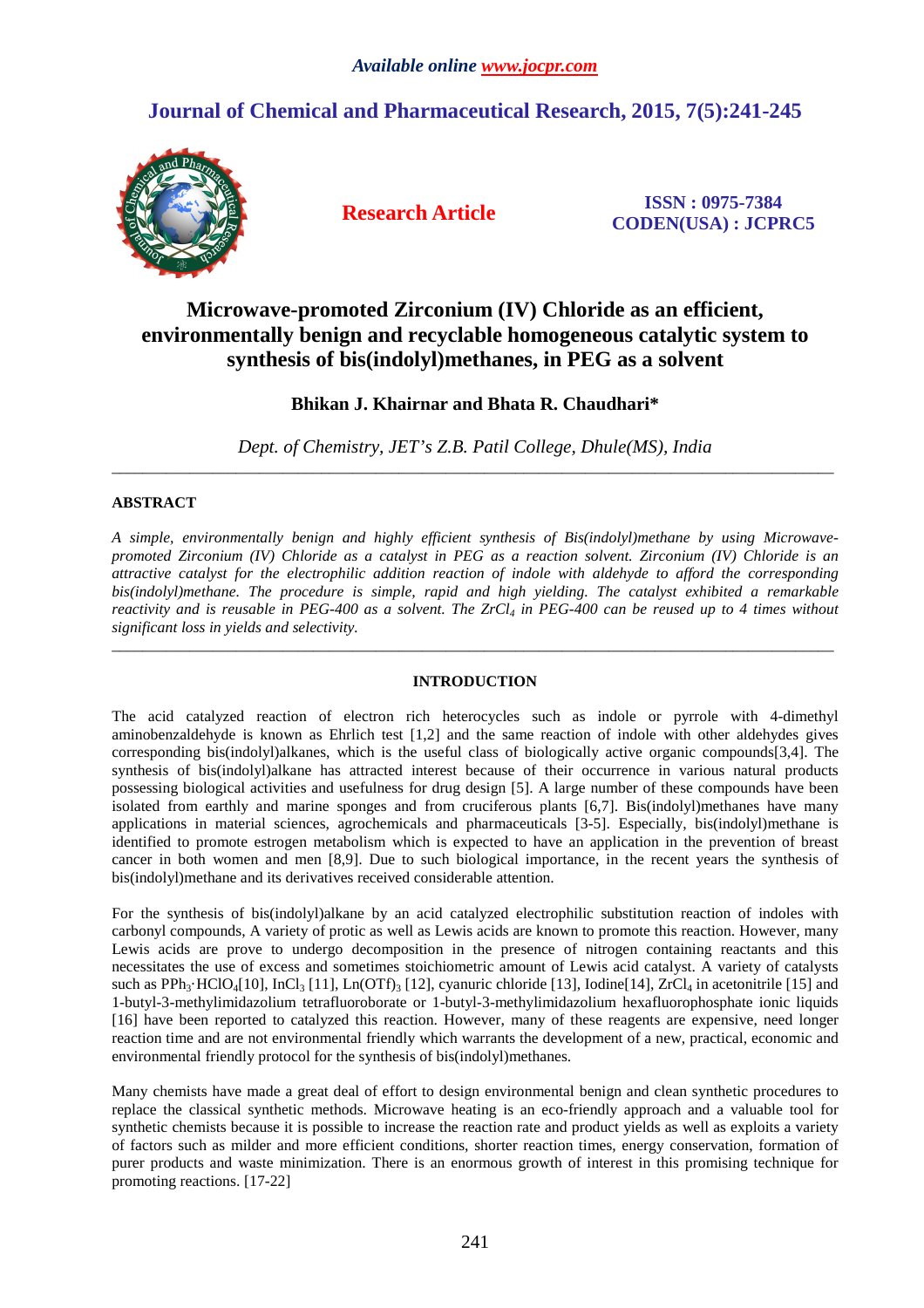# Microwave-promoted Zirconium (IV) Chloride as an efficient, environmentally benign and recyclable homogeneous catalytic system to synthesis of bis(indolyl)methanes, in PEG as a solvent

**Research Article**

**ISSN : 0975-7384**
**CODEN(USA) : JCPRC5**

**Bhikan J. Khairnar and Bhata R. Chaudhari***

*Dept. of Chemistry, JET's Z.B. Patil College, Dhule(MS), India*

---

## ABSTRACT

*A simple, environmentally benign and highly efficient synthesis of Bis(indolyl)methane by using Microwave-promoted Zirconium (IV) Chloride as a catalyst in PEG as a reaction solvent. Zirconium (IV) Chloride is an attractive catalyst for the electrophilic addition reaction of indole with aldehyde to afford the corresponding bis(indolyl)methane. The procedure is simple, rapid and high yielding. The catalyst exhibited a remarkable reactivity and is reusable in PEG-400 as a solvent. The $ZrCl_4$ in PEG-400 can be reused up to 4 times without significant loss in yields and selectivity.*

---

## INTRODUCTION

The acid catalyzed reaction of electron rich heterocycles such as indole or pyrrole with 4-dimethyl aminobenzaldehyde is known as Ehrlich test [1,2] and the same reaction of indole with other aldehydes gives corresponding bis(indolyl)alkanes, which is the useful class of biologically active organic compounds[3,4]. The synthesis of bis(indolyl)alkane has attracted interest because of their occurrence in various natural products possessing biological activities and usefulness for drug design [5]. A large number of these compounds have been isolated from earthly and marine sponges and from cruciferous plants [6,7]. Bis(indolyl)methanes have many applications in material sciences, agrochemicals and pharmaceuticals [3-5]. Especially, bis(indolyl)methane is identified to promote estrogen metabolism which is expected to have an application in the prevention of breast cancer in both women and men [8,9]. Due to such biological importance, in the recent years the synthesis of bis(indolyl)methane and its derivatives received considerable attention.

For the synthesis of bis(indolyl)alkane by an acid catalyzed electrophilic substitution reaction of indoles with carbonyl compounds, A variety of protic as well as Lewis acids are known to promote this reaction. However, many Lewis acids are prove to undergo decomposition in the presence of nitrogen containing reactants and this necessitates the use of excess and sometimes stoichiometric amount of Lewis acid catalyst. A variety of catalysts such as $PPh_3 \cdot HClO_4$[10], $InCl_3$ [11], $Ln(OTf)_3$ [12], cyanuric chloride [13], Iodine[14], $ZrCl_4$ in acetonitrile [15] and 1-butyl-3-methylimidazolium tetrafluoroborate or 1-butyl-3-methylimidazolium hexafluorophosphate ionic liquids [16] have been reported to catalyzed this reaction. However, many of these reagents are expensive, need longer reaction time and are not environmental friendly which warrants the development of a new, practical, economic and environmental friendly protocol for the synthesis of bis(indolyl)methanes.

Many chemists have made a great deal of effort to design environmental benign and clean synthetic procedures to replace the classical synthetic methods. Microwave heating is an eco-friendly approach and a valuable tool for synthetic chemists because it is possible to increase the reaction rate and product yields as well as exploits a variety of factors such as milder and more efficient conditions, shorter reaction times, energy conservation, formation of purer products and waste minimization. There is an enormous growth of interest in this promising technique for promoting reactions. [17-22]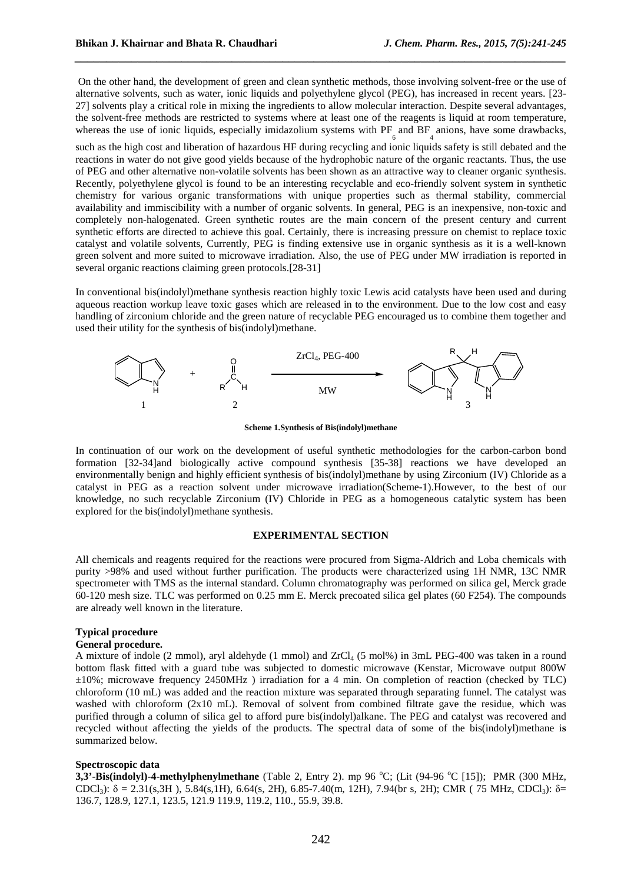On the other hand, the development of green and clean synthetic methods, those involving solvent-free or the use of alternative solvents, such as water, ionic liquids and polyethylene glycol (PEG), has increased in recent years. [23-27] solvents play a critical role in mixing the ingredients to allow molecular interaction. Despite several advantages, the solvent-free methods are restricted to systems where at least one of the reagents is liquid at room temperature, whereas the use of ionic liquids, especially imidazolium systems with $PF_6$ and $BF_4$ anions, have some drawbacks, such as the high cost and liberation of hazardous HF during recycling and ionic liquids safety is still debated and the reactions in water do not give good yields because of the hydrophobic nature of the organic reactants. Thus, the use of PEG and other alternative non-volatile solvents has been shown as an attractive way to cleaner organic synthesis. Recently, polyethylene glycol is found to be an interesting recyclable and eco-friendly solvent system in synthetic chemistry for various organic transformations with unique properties such as thermal stability, commercial availability and immiscibility with a number of organic solvents. In general, PEG is an inexpensive, non-toxic and completely non-halogenated. Green synthetic routes are the main concern of the present century and current synthetic efforts are directed to achieve this goal. Certainly, there is increasing pressure on chemist to replace toxic catalyst and volatile solvents, Currently, PEG is finding extensive use in organic synthesis as it is a well-known green solvent and more suited to microwave irradiation. Also, the use of PEG under MW irradiation is reported in several organic reactions claiming green protocols.[28-31]

In conventional bis(indolyl)methane synthesis reaction highly toxic Lewis acid catalysts have been used and during aqueous reaction workup leave toxic gases which are released in to the environment. Due to the low cost and easy handling of zirconium chloride and the green nature of recyclable PEG encouraged us to combine them together and used their utility for the synthesis of bis(indolyl)methane.

$$\mathbf{1}\ (\text{indole}) + \mathbf{2}\ (\text{RCHO}) \xrightarrow[\text{MW}]{ZrCl_4,\ \text{PEG-400}} \mathbf{3}$$

**Scheme 1.Synthesis of Bis(indolyl)methane**

In continuation of our work on the development of useful synthetic methodologies for the carbon-carbon bond formation [32-34]and biologically active compound synthesis [35-38] reactions we have developed an environmentally benign and highly efficient synthesis of bis(indolyl)methane by using Zirconium (IV) Chloride as a catalyst in PEG as a reaction solvent under microwave irradiation(Scheme-1).However, to the best of our knowledge, no such recyclable Zirconium (IV) Chloride in PEG as a homogeneous catalytic system has been explored for the bis(indolyl)methane synthesis.

## EXPERIMENTAL SECTION

All chemicals and reagents required for the reactions were procured from Sigma-Aldrich and Loba chemicals with purity >98% and used without further purification. The products were characterized using 1H NMR, 13C NMR spectrometer with TMS as the internal standard. Column chromatography was performed on silica gel, Merck grade 60-120 mesh size. TLC was performed on 0.25 mm E. Merck precoated silica gel plates (60 F254). The compounds are already well known in the literature.

### Typical procedure

#### General procedure.

A mixture of indole (2 mmol), aryl aldehyde (1 mmol) and $ZrCl_4$ (5 mol%) in 3mL PEG-400 was taken in a round bottom flask fitted with a guard tube was subjected to domestic microwave (Kenstar, Microwave output 800W ±10%; microwave frequency 2450MHz ) irradiation for a 4 min. On completion of reaction (checked by TLC) chloroform (10 mL) was added and the reaction mixture was separated through separating funnel. The catalyst was washed with chloroform (2x10 mL). Removal of solvent from combined filtrate gave the residue, which was purified through a column of silica gel to afford pure bis(indolyl)alkane. The PEG and catalyst was recovered and recycled without affecting the yields of the products. The spectral data of some of the bis(indolyl)methane is summarized below.

### Spectroscopic data

**3,3'-Bis(indolyl)-4-methylphenylmethane** (Table 2, Entry 2). mp 96 °C; (Lit (94-96 °C [15]); PMR (300 MHz, $CDCl_3$): δ = 2.31(s,3H ), 5.84(s,1H), 6.64(s, 2H), 6.85-7.40(m, 12H), 7.94(br s, 2H); CMR ( 75 MHz, $CDCl_3$): δ= 136.7, 128.9, 127.1, 123.5, 121.9 119.9, 119.2, 110., 55.9, 39.8.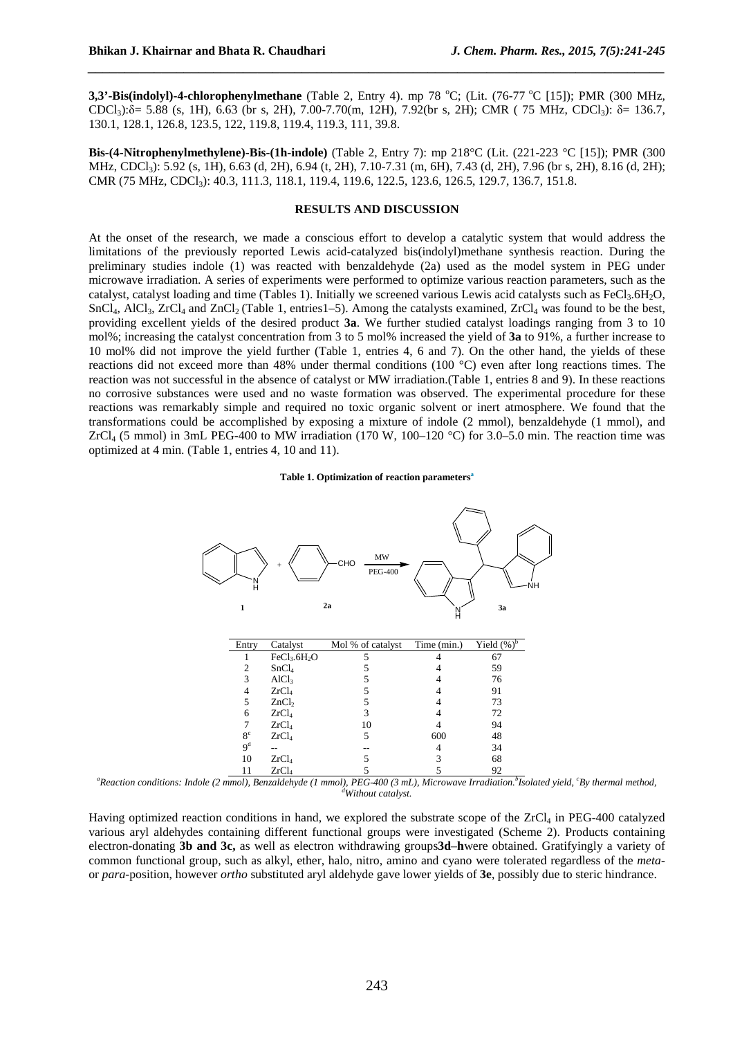**3,3'-Bis(indolyl)-4-chlorophenylmethane** (Table 2, Entry 4). mp 78 °C; (Lit. (76-77 °C [15]); PMR (300 MHz, $CDCl_3$):δ= 5.88 (s, 1H), 6.63 (br s, 2H), 7.00-7.70(m, 12H), 7.92(br s, 2H); CMR ( 75 MHz, $CDCl_3$): δ= 136.7, 130.1, 128.1, 126.8, 123.5, 122, 119.8, 119.4, 119.3, 111, 39.8.

**Bis-(4-Nitrophenylmethylene)-Bis-(1h-indole)** (Table 2, Entry 7): mp 218°C (Lit. (221-223 °C [15]); PMR (300 MHz, $CDCl_3$): 5.92 (s, 1H), 6.63 (d, 2H), 6.94 (t, 2H), 7.10-7.31 (m, 6H), 7.43 (d, 2H), 7.96 (br s, 2H), 8.16 (d, 2H); CMR (75 MHz, $CDCl_3$): 40.3, 111.3, 118.1, 119.4, 119.6, 122.5, 123.6, 126.5, 129.7, 136.7, 151.8.

## RESULTS AND DISCUSSION

At the onset of the research, we made a conscious effort to develop a catalytic system that would address the limitations of the previously reported Lewis acid-catalyzed bis(indolyl)methane synthesis reaction. During the preliminary studies indole (1) was reacted with benzaldehyde (2a) used as the model system in PEG under microwave irradiation. A series of experiments were performed to optimize various reaction parameters, such as the catalyst, catalyst loading and time (Tables 1). Initially we screened various Lewis acid catalysts such as $FeCl_3.6H_2O$, $SnCl_4$, $AlCl_3$, $ZrCl_4$ and $ZnCl_2$ (Table 1, entries1–5). Among the catalysts examined, $ZrCl_4$ was found to be the best, providing excellent yields of the desired product **3a**. We further studied catalyst loadings ranging from 3 to 10 mol%; increasing the catalyst concentration from 3 to 5 mol% increased the yield of **3a** to 91%, a further increase to 10 mol% did not improve the yield further (Table 1, entries 4, 6 and 7). On the other hand, the yields of these reactions did not exceed more than 48% under thermal conditions (100 °C) even after long reactions times. The reaction was not successful in the absence of catalyst or MW irradiation.(Table 1, entries 8 and 9). In these reactions no corrosive substances were used and no waste formation was observed. The experimental procedure for these reactions was remarkably simple and required no toxic organic solvent or inert atmosphere. We found that the transformations could be accomplished by exposing a mixture of indole (2 mmol), benzaldehyde (1 mmol), and $ZrCl_4$ (5 mmol) in 3mL PEG-400 to MW irradiation (170 W, 100–120 °C) for 3.0–5.0 min. The reaction time was optimized at 4 min. (Table 1, entries 4, 10 and 11).

**Table 1. Optimization of reaction parameters**[a]

1 + 2a —(MW, PEG-400)→ 3a

| Entry | Catalyst | Mol % of catalyst | Time (min.) | Yield (%)[b] |
|---|---|---|---|---|
| 1 | $FeCl_3.6H_2O$ | 5 | 4 | 67 |
| 2 | $SnCl_4$ | 5 | 4 | 59 |
| 3 | $AlCl_3$ | 5 | 4 | 76 |
| 4 | $ZrCl_4$ | 5 | 4 | 91 |
| 5 | $ZnCl_2$ | 5 | 4 | 73 |
| 6 | $ZrCl_4$ | 3 | 4 | 72 |
| 7 | $ZrCl_4$ | 10 | 4 | 94 |
| 8[c] | $ZrCl_4$ | 5 | 600 | 48 |
| 9[d] | -- | -- | 4 | 34 |
| 10 | $ZrCl_4$ | 5 | 3 | 68 |
| 11 | $ZrCl_4$ | 5 | 5 | 92 |

*[a]Reaction conditions: Indole (2 mmol), Benzaldehyde (1 mmol), PEG-400 (3 mL), Microwave Irradiation.[b]Isolated yield, [c]By thermal method, [d]Without catalyst.*

Having optimized reaction conditions in hand, we explored the substrate scope of the $ZrCl_4$ in PEG-400 catalyzed various aryl aldehydes containing different functional groups were investigated (Scheme 2). Products containing electron-donating **3b and 3c,** as well as electron withdrawing groups**3d–h**were obtained. Gratifyingly a variety of common functional group, such as alkyl, ether, halo, nitro, amino and cyano were tolerated regardless of the *meta*- or *para*-position, however *ortho* substituted aryl aldehyde gave lower yields of **3e**, possibly due to steric hindrance.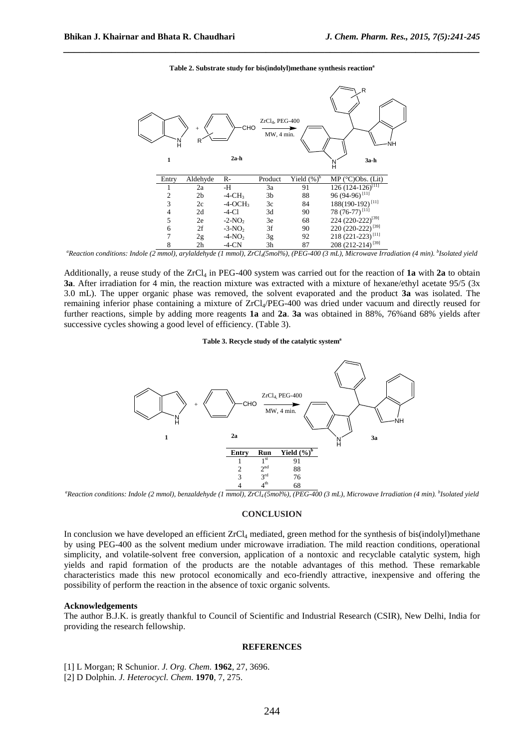**Table 2. Substrate study for bis(indolyl)methane synthesis reaction**[a]

| Entry | Aldehyde | R- | Product | Yield (%)[b] | MP (°C)Obs. (Lit) |
|---|---|---|---|---|---|
| 1 | 2a | -H | 3a | 91 | 126 (124-126)[11] |
| 2 | 2b | -4-$CH_3$ | 3b | 88 | 96 (94-96)[11] |
| 3 | 2c | -4-$OCH_3$ | 3c | 84 | 188(190-192)[11] |
| 4 | 2d | -4-Cl | 3d | 90 | 78 (76-77)[11] |
| 5 | 2e | -2-$NO_2$ | 3e | 68 | 224 (220-222)[39] |
| 6 | 2f | -3-$NO_2$ | 3f | 90 | 220 (220-222)[39] |
| 7 | 2g | -4-$NO_2$ | 3g | 92 | 218 (221-223)[11] |
| 8 | 2h | -4-CN | 3h | 87 | 208 (212-214)[39] |

*[a]Reaction conditions: Indole (2 mmol), arylaldehyde (1 mmol), $ZrCl_4$(5mol%), (PEG-400 (3 mL), Microwave Irradiation (4 min). [b]Isolated yield*

Additionally, a reuse study of the $ZrCl_4$ in PEG-400 system was carried out for the reaction of **1a** with **2a** to obtain **3a**. After irradiation for 4 min, the reaction mixture was extracted with a mixture of hexane/ethyl acetate 95/5 (3x 3.0 mL). The upper organic phase was removed, the solvent evaporated and the product **3a** was isolated. The remaining inferior phase containing a mixture of $ZrCl_4$/PEG-400 was dried under vacuum and directly reused for further reactions, simple by adding more reagents **1a** and **2a**. **3a** was obtained in 88%, 76%and 68% yields after successive cycles showing a good level of efficiency. (Table 3).

**Table 3. Recycle study of the catalytic system**[a]

| Entry | Run | Yield (%)[b] |
|---|---|---|
| 1 | 1st | 91 |
| 2 | 2nd | 88 |
| 3 | 3rd | 76 |
| 4 | 4th | 68 |

*[a]Reaction conditions: Indole (2 mmol), benzaldehyde (1 mmol), $ZrCl_4$ (5mol%), (PEG-400 (3 mL), Microwave Irradiation (4 min). [b]Isolated yield*

## CONCLUSION

In conclusion we have developed an efficient $ZrCl_4$ mediated, green method for the synthesis of bis(indolyl)methane by using PEG-400 as the solvent medium under microwave irradiation. The mild reaction conditions, operational simplicity, and volatile-solvent free conversion, application of a nontoxic and recyclable catalytic system, high yields and rapid formation of the products are the notable advantages of this method. These remarkable characteristics made this new protocol economically and eco-friendly attractive, inexpensive and offering the possibility of perform the reaction in the absence of toxic organic solvents.

### Acknowledgements

The author B.J.K. is greatly thankful to Council of Scientific and Industrial Research (CSIR), New Delhi, India for providing the research fellowship.

## REFERENCES

[1] L Morgan; R Schunior. *J. Org. Chem.* **1962**, 27, 3696.
[2] D Dolphin. *J. Heterocycl. Chem.* **1970**, 7, 275.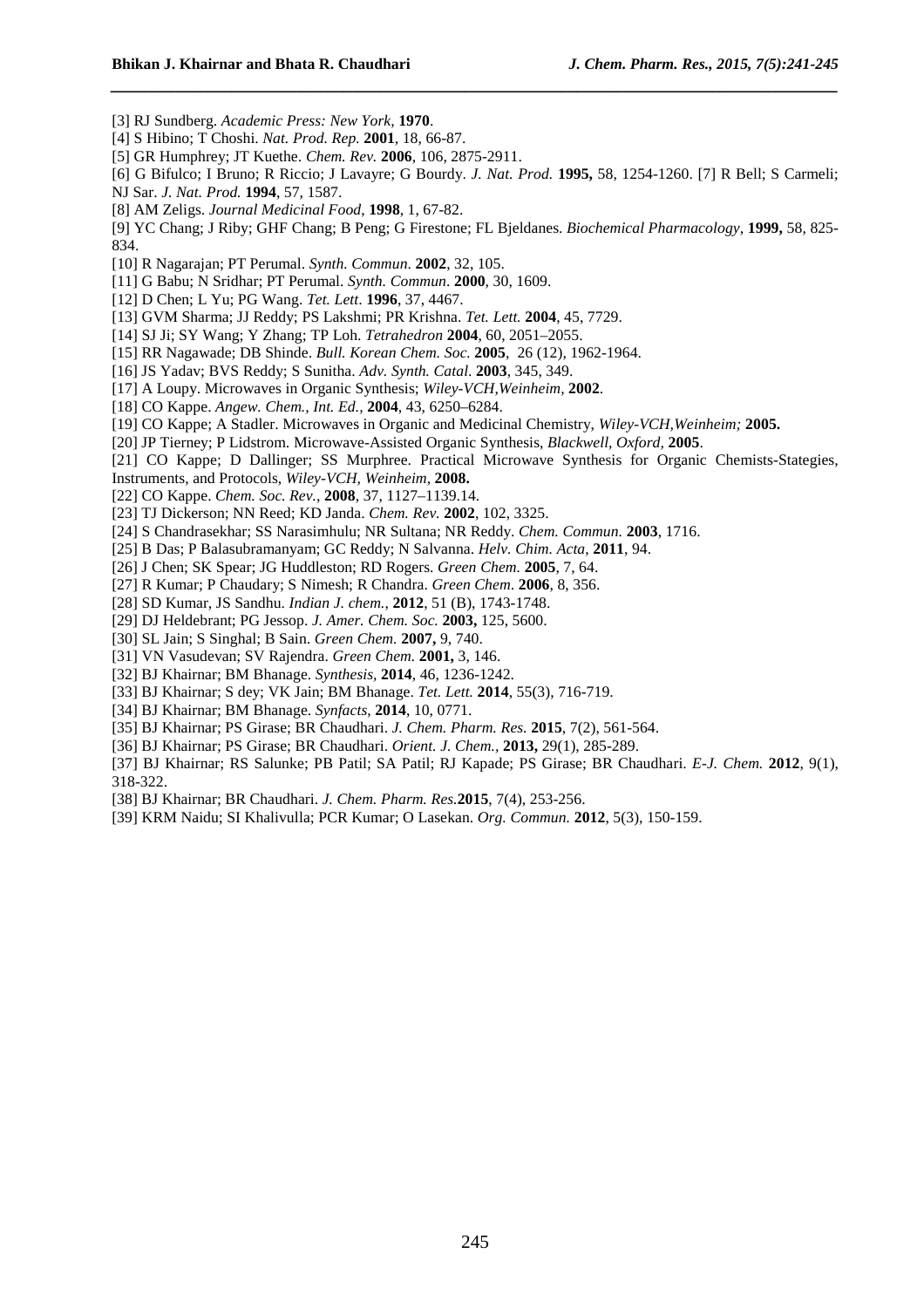[3] RJ Sundberg. *Academic Press: New York,* **1970**.

[4] S Hibino; T Choshi. *Nat. Prod. Rep.* **2001**, 18, 66-87.

[5] GR Humphrey; JT Kuethe. *Chem. Rev.* **2006**, 106, 2875-2911.

[6] G Bifulco; I Bruno; R Riccio; J Lavayre; G Bourdy. *J. Nat. Prod.* **1995,** 58, 1254-1260. [7] R Bell; S Carmeli; NJ Sar. *J. Nat. Prod.* **1994**, 57, 1587.

[8] AM Zeligs. *Journal Medicinal Food,* **1998**, 1, 67-82.

[9] YC Chang; J Riby; GHF Chang; B Peng; G Firestone; FL Bjeldanes. *Biochemical Pharmacology*, **1999,** 58, 825-834.

[10] R Nagarajan; PT Perumal. *Synth. Commun*. **2002**, 32, 105.

[11] G Babu; N Sridhar; PT Perumal. *Synth. Commun*. **2000**, 30, 1609.

[12] D Chen; L Yu; PG Wang. *Tet. Lett*. **1996**, 37, 4467.

[13] GVM Sharma; JJ Reddy; PS Lakshmi; PR Krishna. *Tet. Lett.* **2004**, 45, 7729.

[14] SJ Ji; SY Wang; Y Zhang; TP Loh. *Tetrahedron* **2004**, 60, 2051–2055.

[15] RR Nagawade; DB Shinde. *Bull. Korean Chem. Soc.* **2005**, 26 (12), 1962-1964.

[16] JS Yadav; BVS Reddy; S Sunitha. *Adv. Synth. Catal*. **2003**, 345, 349.

[17] A Loupy. Microwaves in Organic Synthesis; *Wiley-VCH,Weinheim,* **2002**.

[18] CO Kappe. *Angew. Chem., Int. Ed.,* **2004**, 43, 6250–6284.

[19] CO Kappe; A Stadler. Microwaves in Organic and Medicinal Chemistry, *Wiley-VCH,Weinheim;* **2005.**

[20] JP Tierney; P Lidstrom. Microwave-Assisted Organic Synthesis, *Blackwell, Oxford,* **2005**.

[21] CO Kappe; D Dallinger; SS Murphree. Practical Microwave Synthesis for Organic Chemists-Stategies, Instruments, and Protocols, *Wiley-VCH, Weinheim,* **2008.**

[22] CO Kappe. *Chem. Soc. Rev.,* **2008**, 37, 1127–1139.14.

[23] TJ Dickerson; NN Reed; KD Janda. *Chem. Rev.* **2002**, 102, 3325.

[24] S Chandrasekhar; SS Narasimhulu; NR Sultana; NR Reddy. *Chem. Commun.* **2003**, 1716.

[25] B Das; P Balasubramanyam; GC Reddy; N Salvanna. *Helv. Chim. Acta*, **2011**, 94.

[26] J Chen; SK Spear; JG Huddleston; RD Rogers. *Green Chem.* **2005**, 7, 64.

[27] R Kumar; P Chaudary; S Nimesh; R Chandra. *Green Chem*. **2006**, 8, 356.

[28] SD Kumar, JS Sandhu. *Indian J. chem.*, **2012**, 51 (B), 1743-1748.

[29] DJ Heldebrant; PG Jessop. *J. Amer. Chem. Soc.* **2003,** 125, 5600.

[30] SL Jain; S Singhal; B Sain. *Green Chem.* **2007,** 9, 740.

[31] VN Vasudevan; SV Rajendra. *Green Chem.* **2001,** 3, 146.

[32] BJ Khairnar; BM Bhanage. *Synthesis*, **2014**, 46, 1236-1242.

[33] BJ Khairnar; S dey; VK Jain; BM Bhanage. *Tet. Lett.* **2014**, 55(3), 716-719.

[34] BJ Khairnar; BM Bhanage. *Synfacts*, **2014**, 10, 0771.

[35] BJ Khairnar; PS Girase; BR Chaudhari. *J. Chem. Pharm. Res.* **2015**, 7(2), 561-564.

[36] BJ Khairnar; PS Girase; BR Chaudhari. *Orient. J. Chem.*, **2013,** 29(1), 285-289.

[37] BJ Khairnar; RS Salunke; PB Patil; SA Patil; RJ Kapade; PS Girase; BR Chaudhari. *E-J. Chem.* **2012**, 9(1), 318-322.

[38] BJ Khairnar; BR Chaudhari. *J. Chem. Pharm. Res.***2015**, 7(4), 253-256.

[39] KRM Naidu; SI Khalivulla; PCR Kumar; O Lasekan. *Org. Commun.* **2012**, 5(3), 150-159.